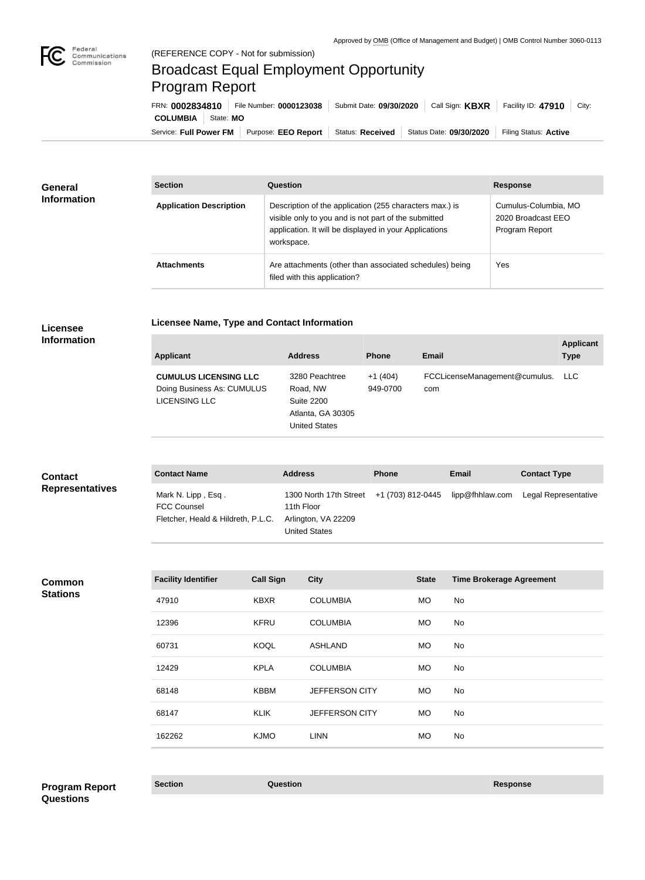Approved by OMB (Office of Management and Budget) | OMB Control Number 3060-0113

(REFERENCE COPY - Not for submission)

# Broadcast Equal Employment Opportunity Program Report

FRN: **0002834810** | File Number: **0000123038** | Submit Date: **09/30/2020** | Call Sign: **KBXR** | Facility ID: **47910** | City: **COLUMBIA** | State: **MO**

Service: **Full Power FM** | Purpose: **EEO Report** | Status: **Received** | Status Date: **09/30/2020** | Filing Status: **Active**

## General Information

| Section | Question | Response |
| --- | --- | --- |
| **Application Description** | Description of the application (255 characters max.) is visible only to you and is not part of the submitted application. It will be displayed in your Applications workspace. | Cumulus-Columbia, MO 2020 Broadcast EEO Program Report |
| **Attachments** | Are attachments (other than associated schedules) being filed with this application? | Yes |

## Licensee Information

### Licensee Name, Type and Contact Information

| Applicant | Address | Phone | Email | Applicant Type |
| --- | --- | --- | --- | --- |
| **CUMULUS LICENSING LLC** Doing Business As: CUMULUS LICENSING LLC | 3280 Peachtree Road, NW Suite 2200 Atlanta, GA 30305 United States | +1 (404) 949-0700 | FCCLicenseManagement@cumulus.com | LLC |

## Contact Representatives

| Contact Name | Address | Phone | Email | Contact Type |
| --- | --- | --- | --- | --- |
| Mark N. Lipp , Esq . FCC Counsel Fletcher, Heald & Hildreth, P.L.C. | 1300 North 17th Street 11th Floor Arlington, VA 22209 United States | +1 (703) 812-0445 | lipp@fhhlaw.com | Legal Representative |

## Common Stations

| Facility Identifier | Call Sign | City | State | Time Brokerage Agreement |
| --- | --- | --- | --- | --- |
| 47910 | KBXR | COLUMBIA | MO | No |
| 12396 | KFRU | COLUMBIA | MO | No |
| 60731 | KOQL | ASHLAND | MO | No |
| 12429 | KPLA | COLUMBIA | MO | No |
| 68148 | KBBM | JEFFERSON CITY | MO | No |
| 68147 | KLIK | JEFFERSON CITY | MO | No |
| 162262 | KJMO | LINN | MO | No |

## Program Report Questions

| Section | Question | Response |
| --- | --- | --- |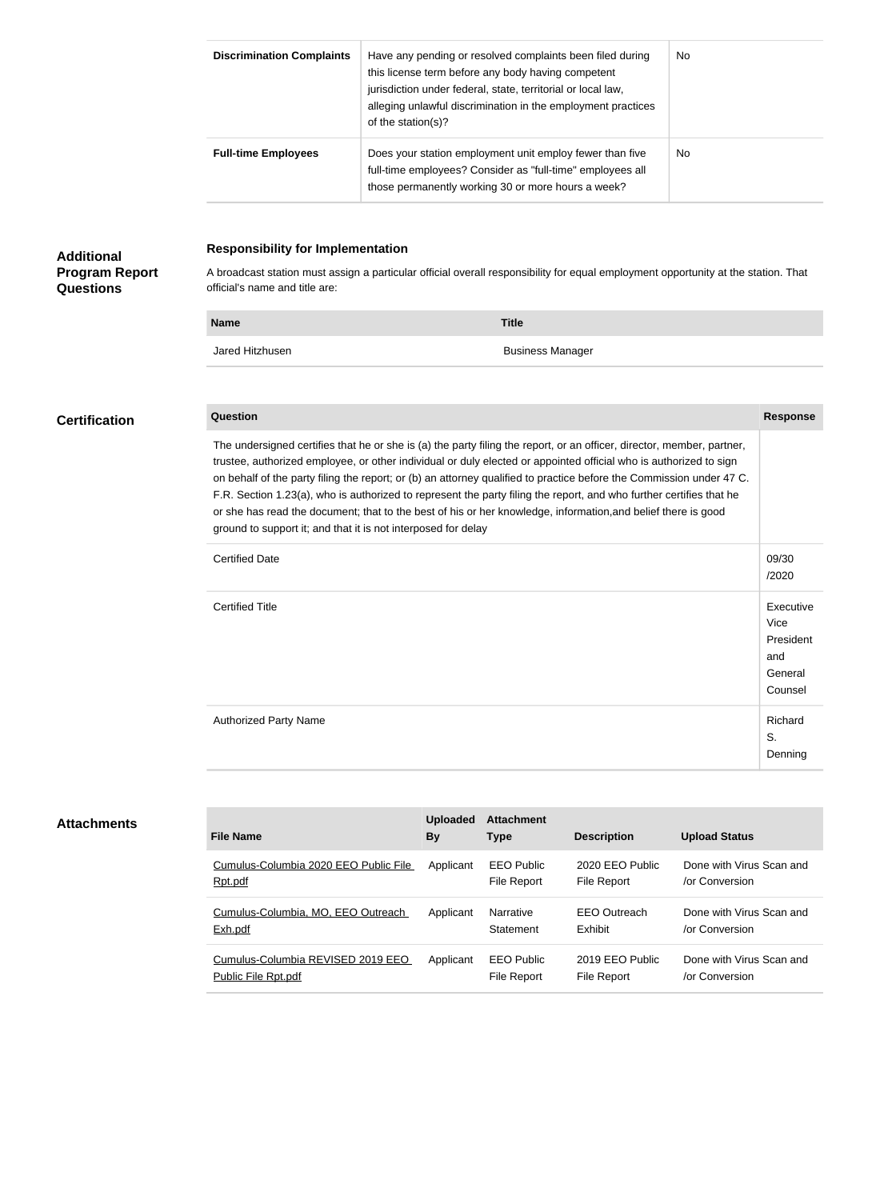| | | |
|---|---|---|
| **Discrimination Complaints** | Have any pending or resolved complaints been filed during this license term before any body having competent jurisdiction under federal, state, territorial or local law, alleging unlawful discrimination in the employment practices of the station(s)? | No |
| **Full-time Employees** | Does your station employment unit employ fewer than five full-time employees? Consider as "full-time" employees all those permanently working 30 or more hours a week? | No |

## Additional Program Report Questions

**Responsibility for Implementation**

A broadcast station must assign a particular official overall responsibility for equal employment opportunity at the station. That official's name and title are:

| Name | Title |
|---|---|
| Jared Hitzhusen | Business Manager |

## Certification

| Question | Response |
|---|---|
| The undersigned certifies that he or she is (a) the party filing the report, or an officer, director, member, partner, trustee, authorized employee, or other individual or duly elected or appointed official who is authorized to sign on behalf of the party filing the report; or (b) an attorney qualified to practice before the Commission under 47 C.F.R. Section 1.23(a), who is authorized to represent the party filing the report, and who further certifies that he or she has read the document; that to the best of his or her knowledge, information,and belief there is good ground to support it; and that it is not interposed for delay | |
| Certified Date | 09/30/2020 |
| Certified Title | Executive Vice President and General Counsel |
| Authorized Party Name | Richard S. Denning |

## Attachments

| File Name | Uploaded By | Attachment Type | Description | Upload Status |
|---|---|---|---|---|
| Cumulus-Columbia 2020 EEO Public File Rpt.pdf | Applicant | EEO Public File Report | 2020 EEO Public File Report | Done with Virus Scan and /or Conversion |
| Cumulus-Columbia, MO, EEO Outreach Exh.pdf | Applicant | Narrative Statement | EEO Outreach Exhibit | Done with Virus Scan and /or Conversion |
| Cumulus-Columbia REVISED 2019 EEO Public File Rpt.pdf | Applicant | EEO Public File Report | 2019 EEO Public File Report | Done with Virus Scan and /or Conversion |